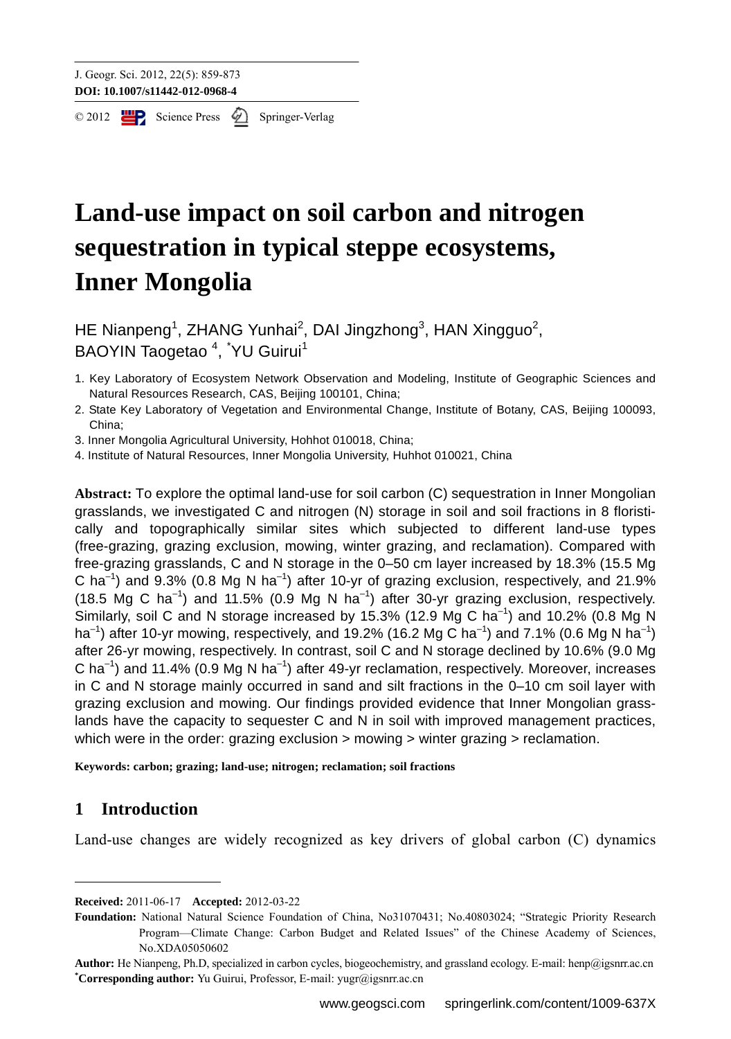# Land-use impact on soil carbon and nitrogen sequestration in typical steppe ecosystems, Inner Mongolia

HE Nianpeng[1], ZHANG Yunhai[2], DAI Jingzhong[3], HAN Xingguo[2], BAOYIN Taogetao[4], *YU Guirui[1]

1. Key Laboratory of Ecosystem Network Observation and Modeling, Institute of Geographic Sciences and Natural Resources Research, CAS, Beijing 100101, China;
2. State Key Laboratory of Vegetation and Environmental Change, Institute of Botany, CAS, Beijing 100093, China;
3. Inner Mongolia Agricultural University, Hohhot 010018, China;
4. Institute of Natural Resources, Inner Mongolia University, Huhhot 010021, China

**Abstract:** To explore the optimal land-use for soil carbon (C) sequestration in Inner Mongolian grasslands, we investigated C and nitrogen (N) storage in soil and soil fractions in 8 floristically and topographically similar sites which subjected to different land-use types (free-grazing, grazing exclusion, mowing, winter grazing, and reclamation). Compared with free-grazing grasslands, C and N storage in the 0–50 cm layer increased by 18.3% (15.5 Mg C $ha^{-1}$) and 9.3% (0.8 Mg N $ha^{-1}$) after 10-yr of grazing exclusion, respectively, and 21.9% (18.5 Mg C $ha^{-1}$) and 11.5% (0.9 Mg N $ha^{-1}$) after 30-yr grazing exclusion, respectively. Similarly, soil C and N storage increased by 15.3% (12.9 Mg C $ha^{-1}$) and 10.2% (0.8 Mg N $ha^{-1}$) after 10-yr mowing, respectively, and 19.2% (16.2 Mg C $ha^{-1}$) and 7.1% (0.6 Mg N $ha^{-1}$) after 26-yr mowing, respectively. In contrast, soil C and N storage declined by 10.6% (9.0 Mg C $ha^{-1}$) and 11.4% (0.9 Mg N $ha^{-1}$) after 49-yr reclamation, respectively. Moreover, increases in C and N storage mainly occurred in sand and silt fractions in the 0–10 cm soil layer with grazing exclusion and mowing. Our findings provided evidence that Inner Mongolian grasslands have the capacity to sequester C and N in soil with improved management practices, which were in the order: grazing exclusion > mowing > winter grazing > reclamation.

**Keywords: carbon; grazing; land-use; nitrogen; reclamation; soil fractions**

## 1 Introduction

Land-use changes are widely recognized as key drivers of global carbon (C) dynamics

---

**Received:** 2011-06-17 **Accepted:** 2012-03-22

**Foundation:** National Natural Science Foundation of China, No31070431; No.40803024; "Strategic Priority Research Program—Climate Change: Carbon Budget and Related Issues" of the Chinese Academy of Sciences, No.XDA05050602

**Author:** He Nianpeng, Ph.D, specialized in carbon cycles, biogeochemistry, and grassland ecology. E-mail: henp@igsnrr.ac.cn

***Corresponding author:** Yu Guirui, Professor, E-mail: yugr@igsnrr.ac.cn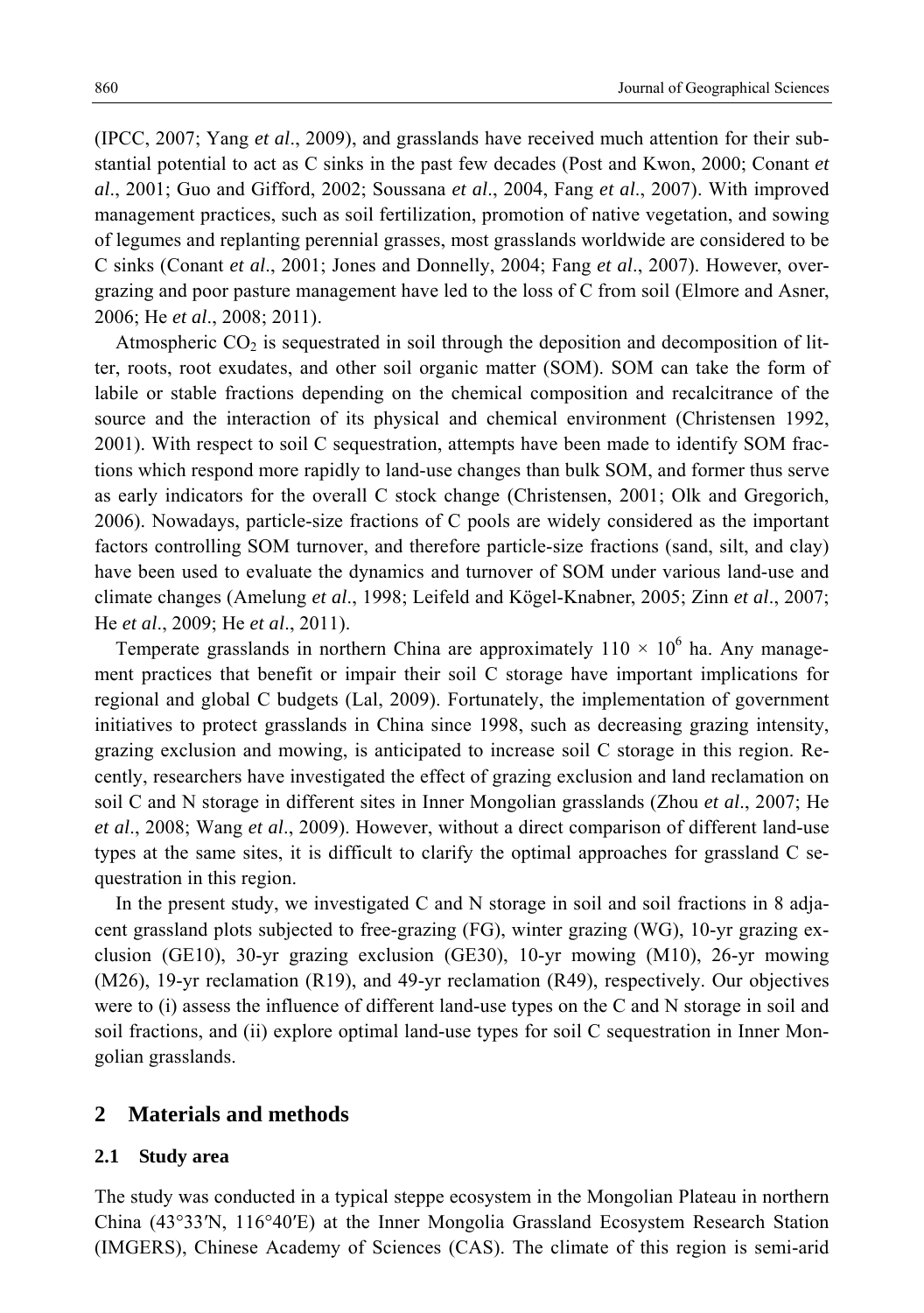(IPCC, 2007; Yang *et al*., 2009), and grasslands have received much attention for their substantial potential to act as C sinks in the past few decades (Post and Kwon, 2000; Conant *et al*., 2001; Guo and Gifford, 2002; Soussana *et al*., 2004, Fang *et al*., 2007). With improved management practices, such as soil fertilization, promotion of native vegetation, and sowing of legumes and replanting perennial grasses, most grasslands worldwide are considered to be C sinks (Conant *et al*., 2001; Jones and Donnelly, 2004; Fang *et al*., 2007). However, overgrazing and poor pasture management have led to the loss of C from soil (Elmore and Asner, 2006; He *et al*., 2008; 2011).

Atmospheric $CO_2$ is sequestrated in soil through the deposition and decomposition of litter, roots, root exudates, and other soil organic matter (SOM). SOM can take the form of labile or stable fractions depending on the chemical composition and recalcitrance of the source and the interaction of its physical and chemical environment (Christensen 1992, 2001). With respect to soil C sequestration, attempts have been made to identify SOM fractions which respond more rapidly to land-use changes than bulk SOM, and former thus serve as early indicators for the overall C stock change (Christensen, 2001; Olk and Gregorich, 2006). Nowadays, particle-size fractions of C pools are widely considered as the important factors controlling SOM turnover, and therefore particle-size fractions (sand, silt, and clay) have been used to evaluate the dynamics and turnover of SOM under various land-use and climate changes (Amelung *et al*., 1998; Leifeld and Kögel-Knabner, 2005; Zinn *et al*., 2007; He *et al*., 2009; He *et al*., 2011).

Temperate grasslands in northern China are approximately $110 \times 10^6$ ha. Any management practices that benefit or impair their soil C storage have important implications for regional and global C budgets (Lal, 2009). Fortunately, the implementation of government initiatives to protect grasslands in China since 1998, such as decreasing grazing intensity, grazing exclusion and mowing, is anticipated to increase soil C storage in this region. Recently, researchers have investigated the effect of grazing exclusion and land reclamation on soil C and N storage in different sites in Inner Mongolian grasslands (Zhou *et al*., 2007; He *et al*., 2008; Wang *et al*., 2009). However, without a direct comparison of different land-use types at the same sites, it is difficult to clarify the optimal approaches for grassland C sequestration in this region.

In the present study, we investigated C and N storage in soil and soil fractions in 8 adjacent grassland plots subjected to free-grazing (FG), winter grazing (WG), 10-yr grazing exclusion (GE10), 30-yr grazing exclusion (GE30), 10-yr mowing (M10), 26-yr mowing (M26), 19-yr reclamation (R19), and 49-yr reclamation (R49), respectively. Our objectives were to (i) assess the influence of different land-use types on the C and N storage in soil and soil fractions, and (ii) explore optimal land-use types for soil C sequestration in Inner Mongolian grasslands.

## 2 Materials and methods

### 2.1 Study area

The study was conducted in a typical steppe ecosystem in the Mongolian Plateau in northern China (43°33′N, 116°40′E) at the Inner Mongolia Grassland Ecosystem Research Station (IMGERS), Chinese Academy of Sciences (CAS). The climate of this region is semi-arid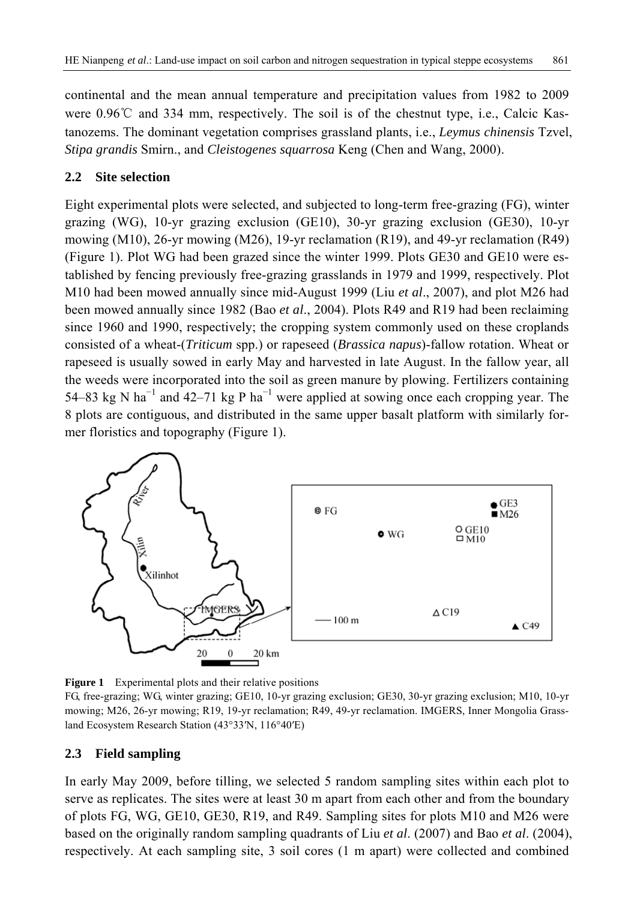continental and the mean annual temperature and precipitation values from 1982 to 2009 were 0.96℃ and 334 mm, respectively. The soil is of the chestnut type, i.e., Calcic Kastanozems. The dominant vegetation comprises grassland plants, i.e., *Leymus chinensis* Tzvel, *Stipa grandis* Smirn., and *Cleistogenes squarrosa* Keng (Chen and Wang, 2000).

### 2.2 Site selection

Eight experimental plots were selected, and subjected to long-term free-grazing (FG), winter grazing (WG), 10-yr grazing exclusion (GE10), 30-yr grazing exclusion (GE30), 10-yr mowing (M10), 26-yr mowing (M26), 19-yr reclamation (R19), and 49-yr reclamation (R49) (Figure 1). Plot WG had been grazed since the winter 1999. Plots GE30 and GE10 were established by fencing previously free-grazing grasslands in 1979 and 1999, respectively. Plot M10 had been mowed annually since mid-August 1999 (Liu *et al*., 2007), and plot M26 had been mowed annually since 1982 (Bao *et al*., 2004). Plots R49 and R19 had been reclaiming since 1960 and 1990, respectively; the cropping system commonly used on these croplands consisted of a wheat-(*Triticum* spp.) or rapeseed (*Brassica napus*)-fallow rotation. Wheat or rapeseed is usually sowed in early May and harvested in late August. In the fallow year, all the weeds were incorporated into the soil as green manure by plowing. Fertilizers containing 54–83 kg N ha$^{-1}$ and 42–71 kg P ha$^{-1}$ were applied at sowing once each cropping year. The 8 plots are contiguous, and distributed in the same upper basalt platform with similarly former floristics and topography (Figure 1).

**Figure 1** Experimental plots and their relative positions

FG, free-grazing; WG, winter grazing; GE10, 10-yr grazing exclusion; GE30, 30-yr grazing exclusion; M10, 10-yr mowing; M26, 26-yr mowing; R19, 19-yr reclamation; R49, 49-yr reclamation. IMGERS, Inner Mongolia Grassland Ecosystem Research Station (43°33′N, 116°40′E)

### 2.3 Field sampling

In early May 2009, before tilling, we selected 5 random sampling sites within each plot to serve as replicates. The sites were at least 30 m apart from each other and from the boundary of plots FG, WG, GE10, GE30, R19, and R49. Sampling sites for plots M10 and M26 were based on the originally random sampling quadrants of Liu *et al*. (2007) and Bao *et al*. (2004), respectively. At each sampling site, 3 soil cores (1 m apart) were collected and combined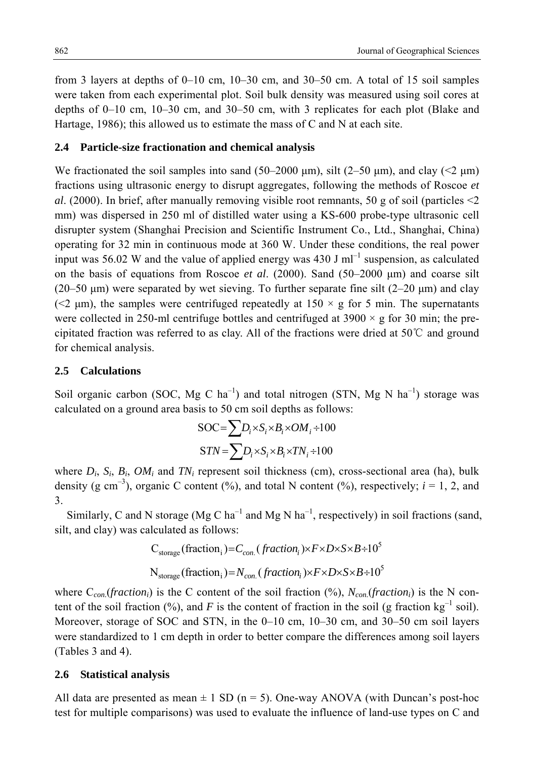from 3 layers at depths of 0–10 cm, 10–30 cm, and 30–50 cm. A total of 15 soil samples were taken from each experimental plot. Soil bulk density was measured using soil cores at depths of 0–10 cm, 10–30 cm, and 30–50 cm, with 3 replicates for each plot (Blake and Hartage, 1986); this allowed us to estimate the mass of C and N at each site.

### 2.4 Particle-size fractionation and chemical analysis

We fractionated the soil samples into sand (50–2000 μm), silt (2–50 μm), and clay (<2 μm) fractions using ultrasonic energy to disrupt aggregates, following the methods of Roscoe *et al*. (2000). In brief, after manually removing visible root remnants, 50 g of soil (particles <2 mm) was dispersed in 250 ml of distilled water using a KS-600 probe-type ultrasonic cell disrupter system (Shanghai Precision and Scientific Instrument Co., Ltd., Shanghai, China) operating for 32 min in continuous mode at 360 W. Under these conditions, the real power input was 56.02 W and the value of applied energy was 430 J $ml^{-1}$ suspension, as calculated on the basis of equations from Roscoe *et al*. (2000). Sand (50–2000 μm) and coarse silt (20–50 μm) were separated by wet sieving. To further separate fine silt (2–20 μm) and clay (<2 μm), the samples were centrifuged repeatedly at 150 × g for 5 min. The supernatants were collected in 250-ml centrifuge bottles and centrifuged at 3900 × g for 30 min; the precipitated fraction was referred to as clay. All of the fractions were dried at 50℃ and ground for chemical analysis.

### 2.5 Calculations

Soil organic carbon (SOC, Mg C $ha^{-1}$) and total nitrogen (STN, Mg N $ha^{-1}$) storage was calculated on a ground area basis to 50 cm soil depths as follows:

$$\mathrm{SOC} = \sum D_i \times S_i \times B_i \times OM_i \div 100$$

$$\mathrm{S}TN = \sum D_i \times S_i \times B_i \times TN_i \div 100$$

where $D_i$, $S_i$, $B_i$, $OM_i$ and $TN_i$ represent soil thickness (cm), cross-sectional area (ha), bulk density (g $cm^{-3}$), organic C content (%), and total N content (%), respectively; $i$ = 1, 2, and 3.

Similarly, C and N storage (Mg C $ha^{-1}$ and Mg N $ha^{-1}$, respectively) in soil fractions (sand, silt, and clay) was calculated as follows:

$$\mathrm{C_{storage}(fraction_i)} = C_{con.}(fraction_i) \times F \times D \times S \times B \div 10^5$$

$$\mathrm{N_{storage}(fraction_i)} = N_{con.}(fraction_i) \times F \times D \times S \times B \div 10^5$$

where $C_{con.}(fraction_i)$ is the C content of the soil fraction (%), $N_{con.}(fraction_i)$ is the N content of the soil fraction (%), and $F$ is the content of fraction in the soil (g fraction $kg^{-1}$ soil). Moreover, storage of SOC and STN, in the 0–10 cm, 10–30 cm, and 30–50 cm soil layers were standardized to 1 cm depth in order to better compare the differences among soil layers (Tables 3 and 4).

### 2.6 Statistical analysis

All data are presented as mean ± 1 SD (n = 5). One-way ANOVA (with Duncan's post-hoc test for multiple comparisons) was used to evaluate the influence of land-use types on C and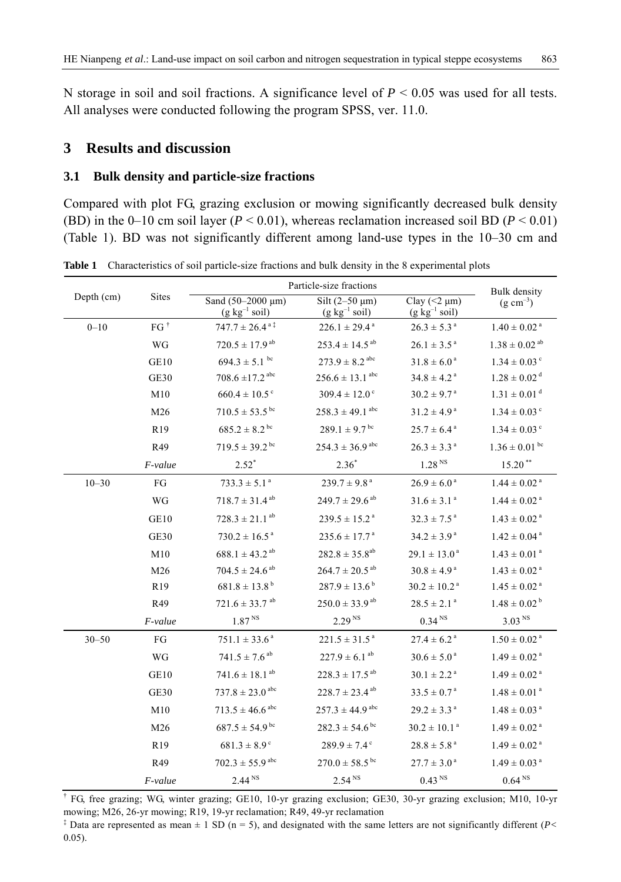N storage in soil and soil fractions. A significance level of $P < 0.05$ was used for all tests. All analyses were conducted following the program SPSS, ver. 11.0.

## 3 Results and discussion

### 3.1 Bulk density and particle-size fractions

Compared with plot FG, grazing exclusion or mowing significantly decreased bulk density (BD) in the 0–10 cm soil layer ($P < 0.01$), whereas reclamation increased soil BD ($P < 0.01$) (Table 1). BD was not significantly different among land-use types in the 10–30 cm and

**Table 1** Characteristics of soil particle-size fractions and bulk density in the 8 experimental plots

| Depth (cm) | Sites | Particle-size fractions | | | Bulk density ($g\ cm^{-3}$) |
|---|---|---|---|---|---|
| | | Sand (50–2000 μm) ($g\ kg^{-1}$ soil) | Silt (2–50 μm) ($g\ kg^{-1}$ soil) | Clay (<2 μm) ($g\ kg^{-1}$ soil) | |
| 0–10 | FG [†] | $747.7 \pm 26.4^{a\ddagger}$ | $226.1 \pm 29.4^{a}$ | $26.3 \pm 5.3^{a}$ | $1.40 \pm 0.02^{a}$ |
| | WG | $720.5 \pm 17.9^{ab}$ | $253.4 \pm 14.5^{ab}$ | $26.1 \pm 3.5^{a}$ | $1.38 \pm 0.02^{ab}$ |
| | GE10 | $694.3 \pm 5.1^{bc}$ | $273.9 \pm 8.2^{abc}$ | $31.8 \pm 6.0^{a}$ | $1.34 \pm 0.03^{c}$ |
| | GE30 | $708.6 \pm 17.2^{abc}$ | $256.6 \pm 13.1^{abc}$ | $34.8 \pm 4.2^{a}$ | $1.28 \pm 0.02^{d}$ |
| | M10 | $660.4 \pm 10.5^{c}$ | $309.4 \pm 12.0^{c}$ | $30.2 \pm 9.7^{a}$ | $1.31 \pm 0.01^{d}$ |
| | M26 | $710.5 \pm 53.5^{bc}$ | $258.3 \pm 49.1^{abc}$ | $31.2 \pm 4.9^{a}$ | $1.34 \pm 0.03^{c}$ |
| | R19 | $685.2 \pm 8.2^{bc}$ | $289.1 \pm 9.7^{bc}$ | $25.7 \pm 6.4^{a}$ | $1.34 \pm 0.03^{c}$ |
| | R49 | $719.5 \pm 39.2^{bc}$ | $254.3 \pm 36.9^{abc}$ | $26.3 \pm 3.3^{a}$ | $1.36 \pm 0.01^{bc}$ |
| | *F-value* | $2.52^{*}$ | $2.36^{*}$ | $1.28^{NS}$ | $15.20^{**}$ |
| 10–30 | FG | $733.3 \pm 5.1^{a}$ | $239.7 \pm 9.8^{a}$ | $26.9 \pm 6.0^{a}$ | $1.44 \pm 0.02^{a}$ |
| | WG | $718.7 \pm 31.4^{ab}$ | $249.7 \pm 29.6^{ab}$ | $31.6 \pm 3.1^{a}$ | $1.44 \pm 0.02^{a}$ |
| | GE10 | $728.3 \pm 21.1^{ab}$ | $239.5 \pm 15.2^{a}$ | $32.3 \pm 7.5^{a}$ | $1.43 \pm 0.02^{a}$ |
| | GE30 | $730.2 \pm 16.5^{a}$ | $235.6 \pm 17.7^{a}$ | $34.2 \pm 3.9^{a}$ | $1.42 \pm 0.04^{a}$ |
| | M10 | $688.1 \pm 43.2^{ab}$ | $282.8 \pm 35.8^{ab}$ | $29.1 \pm 13.0^{a}$ | $1.43 \pm 0.01^{a}$ |
| | M26 | $704.5 \pm 24.6^{ab}$ | $264.7 \pm 20.5^{ab}$ | $30.8 \pm 4.9^{a}$ | $1.43 \pm 0.02^{a}$ |
| | R19 | $681.8 \pm 13.8^{b}$ | $287.9 \pm 13.6^{b}$ | $30.2 \pm 10.2^{a}$ | $1.45 \pm 0.02^{a}$ |
| | R49 | $721.6 \pm 33.7^{ab}$ | $250.0 \pm 33.9^{ab}$ | $28.5 \pm 2.1^{a}$ | $1.48 \pm 0.02^{b}$ |
| | *F-value* | $1.87^{NS}$ | $2.29^{NS}$ | $0.34^{NS}$ | $3.03^{NS}$ |
| 30–50 | FG | $751.1 \pm 33.6^{a}$ | $221.5 \pm 31.5^{a}$ | $27.4 \pm 6.2^{a}$ | $1.50 \pm 0.02^{a}$ |
| | WG | $741.5 \pm 7.6^{ab}$ | $227.9 \pm 6.1^{ab}$ | $30.6 \pm 5.0^{a}$ | $1.49 \pm 0.02^{a}$ |
| | GE10 | $741.6 \pm 18.1^{ab}$ | $228.3 \pm 17.5^{ab}$ | $30.1 \pm 2.2^{a}$ | $1.49 \pm 0.02^{a}$ |
| | GE30 | $737.8 \pm 23.0^{abc}$ | $228.7 \pm 23.4^{ab}$ | $33.5 \pm 0.7^{a}$ | $1.48 \pm 0.01^{a}$ |
| | M10 | $713.5 \pm 46.6^{abc}$ | $257.3 \pm 44.9^{abc}$ | $29.2 \pm 3.3^{a}$ | $1.48 \pm 0.03^{a}$ |
| | M26 | $687.5 \pm 54.9^{bc}$ | $282.3 \pm 54.6^{bc}$ | $30.2 \pm 10.1^{a}$ | $1.49 \pm 0.02^{a}$ |
| | R19 | $681.3 \pm 8.9^{c}$ | $289.9 \pm 7.4^{c}$ | $28.8 \pm 5.8^{a}$ | $1.49 \pm 0.02^{a}$ |
| | R49 | $702.3 \pm 55.9^{abc}$ | $270.0 \pm 58.5^{bc}$ | $27.7 \pm 3.0^{a}$ | $1.49 \pm 0.03^{a}$ |
| | *F-value* | $2.44^{NS}$ | $2.54^{NS}$ | $0.43^{NS}$ | $0.64^{NS}$ |

[†] FG, free grazing; WG, winter grazing; GE10, 10-yr grazing exclusion; GE30, 30-yr grazing exclusion; M10, 10-yr mowing; M26, 26-yr mowing; R19, 19-yr reclamation; R49, 49-yr reclamation

[‡] Data are represented as mean ± 1 SD (n = 5), and designated with the same letters are not significantly different ($P < 0.05$).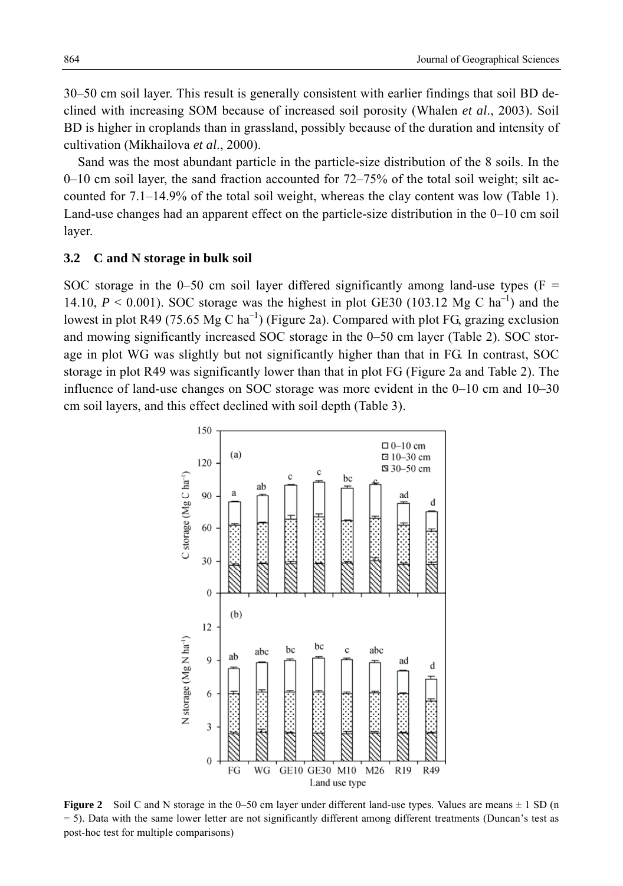30–50 cm soil layer. This result is generally consistent with earlier findings that soil BD declined with increasing SOM because of increased soil porosity (Whalen *et al*., 2003). Soil BD is higher in croplands than in grassland, possibly because of the duration and intensity of cultivation (Mikhailova *et al*., 2000).

Sand was the most abundant particle in the particle-size distribution of the 8 soils. In the 0–10 cm soil layer, the sand fraction accounted for 72–75% of the total soil weight; silt accounted for 7.1–14.9% of the total soil weight, whereas the clay content was low (Table 1). Land-use changes had an apparent effect on the particle-size distribution in the 0–10 cm soil layer.

### 3.2 C and N storage in bulk soil

SOC storage in the 0–50 cm soil layer differed significantly among land-use types ($F$ = 14.10, $P < 0.001$). SOC storage was the highest in plot GE30 (103.12 Mg C ha$^{-1}$) and the lowest in plot R49 (75.65 Mg C ha$^{-1}$) (Figure 2a). Compared with plot FG, grazing exclusion and mowing significantly increased SOC storage in the 0–50 cm layer (Table 2). SOC storage in plot WG was slightly but not significantly higher than that in FG. In contrast, SOC storage in plot R49 was significantly lower than that in plot FG (Figure 2a and Table 2). The influence of land-use changes on SOC storage was more evident in the 0–10 cm and 10–30 cm soil layers, and this effect declined with soil depth (Table 3).

**Figure 2** Soil C and N storage in the 0–50 cm layer under different land-use types. Values are means ± 1 SD (n = 5). Data with the same lower letter are not significantly different among different treatments (Duncan's test as post-hoc test for multiple comparisons)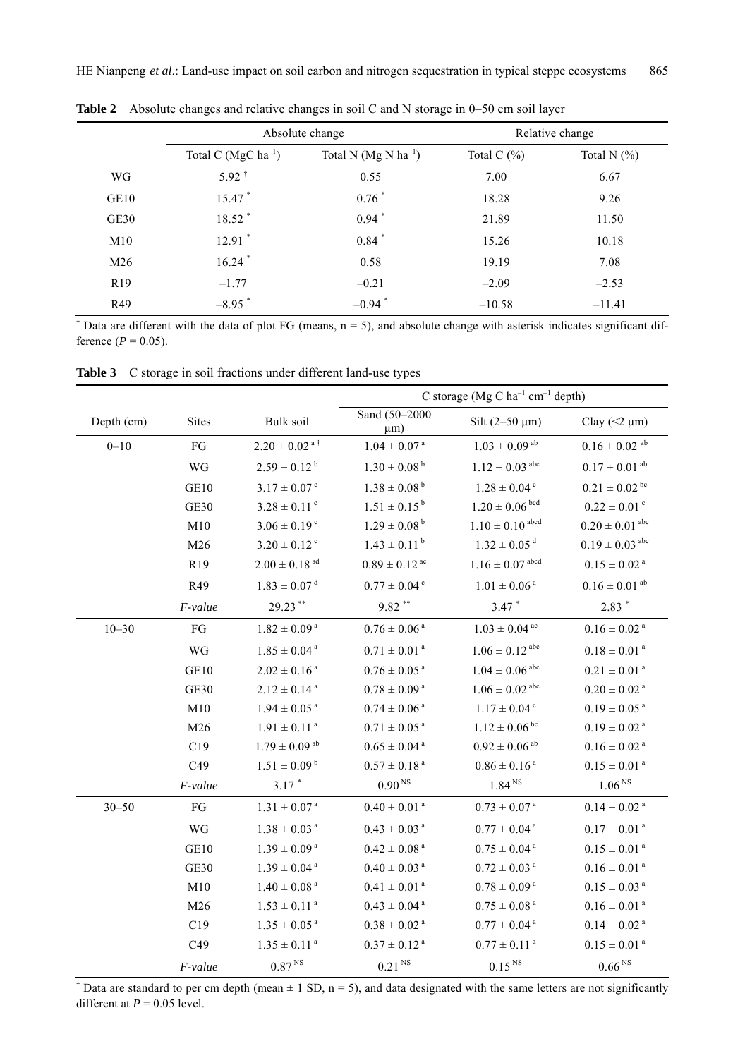**Table 2** Absolute changes and relative changes in soil C and N storage in 0–50 cm soil layer

| | Absolute change | | Relative change | |
|---|---|---|---|---|
| | Total C (MgC $ha^{-1}$) | Total N (Mg N $ha^{-1}$) | Total C (%) | Total N (%) |
| WG | 5.92 [†] | 0.55 | 7.00 | 6.67 |
| GE10 | 15.47 [*] | 0.76 [*] | 18.28 | 9.26 |
| GE30 | 18.52 [*] | 0.94 [*] | 21.89 | 11.50 |
| M10 | 12.91 [*] | 0.84 [*] | 15.26 | 10.18 |
| M26 | 16.24 [*] | 0.58 | 19.19 | 7.08 |
| R19 | –1.77 | –0.21 | –2.09 | –2.53 |
| R49 | –8.95 [*] | –0.94 [*] | –10.58 | –11.41 |

[†] Data are different with the data of plot FG (means, n = 5), and absolute change with asterisk indicates significant difference ($P = 0.05$).

**Table 3** C storage in soil fractions under different land-use types

| | | | C storage (Mg C $ha^{-1}$ $cm^{-1}$ depth) | | |
|---|---|---|---|---|---|
| Depth (cm) | Sites | Bulk soil | Sand (50–2000 μm) | Silt (2–50 μm) | Clay (<2 μm) |
| 0–10 | FG | 2.20 ± 0.02 [a †] | 1.04 ± 0.07 [a] | 1.03 ± 0.09 [ab] | 0.16 ± 0.02 [ab] |
| | WG | 2.59 ± 0.12 [b] | 1.30 ± 0.08 [b] | 1.12 ± 0.03 [abc] | 0.17 ± 0.01 [ab] |
| | GE10 | 3.17 ± 0.07 [c] | 1.38 ± 0.08 [b] | 1.28 ± 0.04 [c] | 0.21 ± 0.02 [bc] |
| | GE30 | 3.28 ± 0.11 [c] | 1.51 ± 0.15 [b] | 1.20 ± 0.06 [bcd] | 0.22 ± 0.01 [c] |
| | M10 | 3.06 ± 0.19 [c] | 1.29 ± 0.08 [b] | 1.10 ± 0.10 [abcd] | 0.20 ± 0.01 [abc] |
| | M26 | 3.20 ± 0.12 [c] | 1.43 ± 0.11 [b] | 1.32 ± 0.05 [d] | 0.19 ± 0.03 [abc] |
| | R19 | 2.00 ± 0.18 [ad] | 0.89 ± 0.12 [ac] | 1.16 ± 0.07 [abcd] | 0.15 ± 0.02 [a] |
| | R49 | 1.83 ± 0.07 [d] | 0.77 ± 0.04 [c] | 1.01 ± 0.06 [a] | 0.16 ± 0.01 [ab] |
| | *F-value* | 29.23 [**] | 9.82 [**] | 3.47 [*] | 2.83 [*] |
| 10–30 | FG | 1.82 ± 0.09 [a] | 0.76 ± 0.06 [a] | 1.03 ± 0.04 [ac] | 0.16 ± 0.02 [a] |
| | WG | 1.85 ± 0.04 [a] | 0.71 ± 0.01 [a] | 1.06 ± 0.12 [abc] | 0.18 ± 0.01 [a] |
| | GE10 | 2.02 ± 0.16 [a] | 0.76 ± 0.05 [a] | 1.04 ± 0.06 [abc] | 0.21 ± 0.01 [a] |
| | GE30 | 2.12 ± 0.14 [a] | 0.78 ± 0.09 [a] | 1.06 ± 0.02 [abc] | 0.20 ± 0.02 [a] |
| | M10 | 1.94 ± 0.05 [a] | 0.74 ± 0.06 [a] | 1.17 ± 0.04 [c] | 0.19 ± 0.05 [a] |
| | M26 | 1.91 ± 0.11 [a] | 0.71 ± 0.05 [a] | 1.12 ± 0.06 [bc] | 0.19 ± 0.02 [a] |
| | C19 | 1.79 ± 0.09 [ab] | 0.65 ± 0.04 [a] | 0.92 ± 0.06 [ab] | 0.16 ± 0.02 [a] |
| | C49 | 1.51 ± 0.09 [b] | 0.57 ± 0.18 [a] | 0.86 ± 0.16 [a] | 0.15 ± 0.01 [a] |
| | *F-value* | 3.17 [*] | 0.90 [NS] | 1.84 [NS] | 1.06 [NS] |
| 30–50 | FG | 1.31 ± 0.07 [a] | 0.40 ± 0.01 [a] | 0.73 ± 0.07 [a] | 0.14 ± 0.02 [a] |
| | WG | 1.38 ± 0.03 [a] | 0.43 ± 0.03 [a] | 0.77 ± 0.04 [a] | 0.17 ± 0.01 [a] |
| | GE10 | 1.39 ± 0.09 [a] | 0.42 ± 0.08 [a] | 0.75 ± 0.04 [a] | 0.15 ± 0.01 [a] |
| | GE30 | 1.39 ± 0.04 [a] | 0.40 ± 0.03 [a] | 0.72 ± 0.03 [a] | 0.16 ± 0.01 [a] |
| | M10 | 1.40 ± 0.08 [a] | 0.41 ± 0.01 [a] | 0.78 ± 0.09 [a] | 0.15 ± 0.03 [a] |
| | M26 | 1.53 ± 0.11 [a] | 0.43 ± 0.04 [a] | 0.75 ± 0.08 [a] | 0.16 ± 0.01 [a] |
| | C19 | 1.35 ± 0.05 [a] | 0.38 ± 0.02 [a] | 0.77 ± 0.04 [a] | 0.14 ± 0.02 [a] |
| | C49 | 1.35 ± 0.11 [a] | 0.37 ± 0.12 [a] | 0.77 ± 0.11 [a] | 0.15 ± 0.01 [a] |
| | *F-value* | 0.87 [NS] | 0.21 [NS] | 0.15 [NS] | 0.66 [NS] |

[†] Data are standard to per cm depth (mean ± 1 SD, n = 5), and data designated with the same letters are not significantly different at $P = 0.05$ level.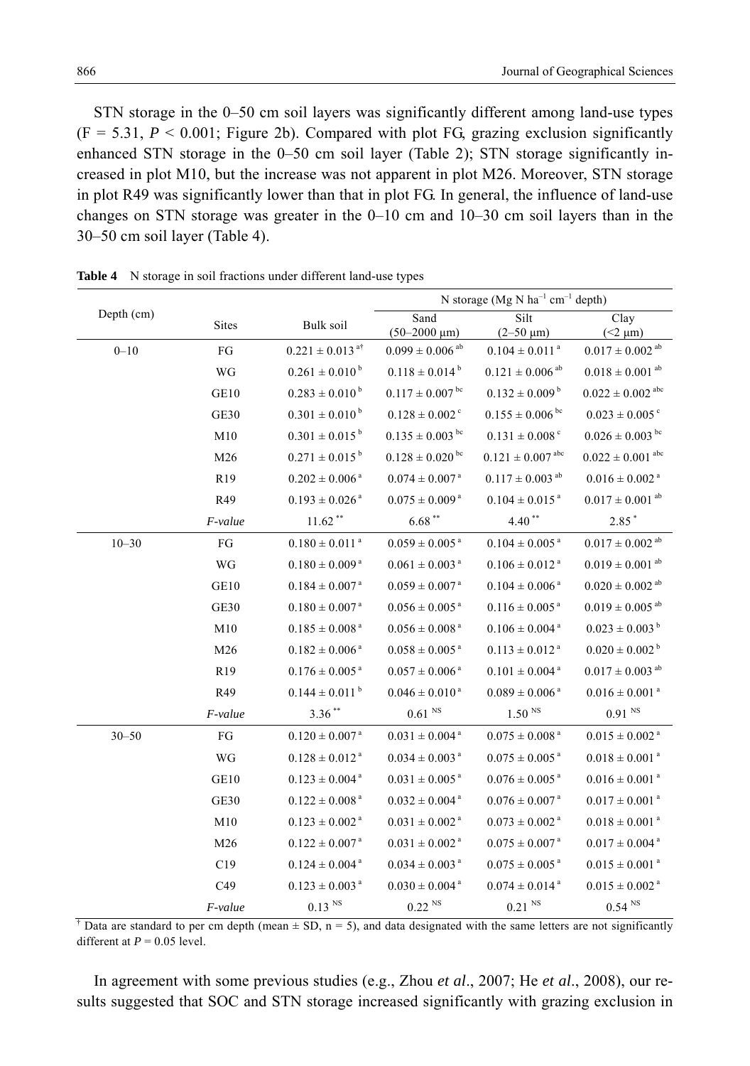STN storage in the 0–50 cm soil layers was significantly different among land-use types ($F = 5.31$, $P < 0.001$; Figure 2b). Compared with plot FG, grazing exclusion significantly enhanced STN storage in the 0–50 cm soil layer (Table 2); STN storage significantly increased in plot M10, but the increase was not apparent in plot M26. Moreover, STN storage in plot R49 was significantly lower than that in plot FG. In general, the influence of land-use changes on STN storage was greater in the 0–10 cm and 10–30 cm soil layers than in the 30–50 cm soil layer (Table 4).

**Table 4** N storage in soil fractions under different land-use types

| Depth (cm) | Sites | N storage (Mg N $ha^{-1}$ $cm^{-1}$ depth) | | | |
|---|---|---|---|---|---|
| | | Bulk soil | Sand (50–2000 μm) | Silt (2–50 μm) | Clay (<2 μm) |
| 0–10 | FG | $0.221 \pm 0.013^{a\dagger}$ | $0.099 \pm 0.006^{ab}$ | $0.104 \pm 0.011^{a}$ | $0.017 \pm 0.002^{ab}$ |
| | WG | $0.261 \pm 0.010^{b}$ | $0.118 \pm 0.014^{b}$ | $0.121 \pm 0.006^{ab}$ | $0.018 \pm 0.001^{ab}$ |
| | GE10 | $0.283 \pm 0.010^{b}$ | $0.117 \pm 0.007^{bc}$ | $0.132 \pm 0.009^{b}$ | $0.022 \pm 0.002^{abc}$ |
| | GE30 | $0.301 \pm 0.010^{b}$ | $0.128 \pm 0.002^{c}$ | $0.155 \pm 0.006^{bc}$ | $0.023 \pm 0.005^{c}$ |
| | M10 | $0.301 \pm 0.015^{b}$ | $0.135 \pm 0.003^{bc}$ | $0.131 \pm 0.008^{c}$ | $0.026 \pm 0.003^{bc}$ |
| | M26 | $0.271 \pm 0.015^{b}$ | $0.128 \pm 0.020^{bc}$ | $0.121 \pm 0.007^{abc}$ | $0.022 \pm 0.001^{abc}$ |
| | R19 | $0.202 \pm 0.006^{a}$ | $0.074 \pm 0.007^{a}$ | $0.117 \pm 0.003^{ab}$ | $0.016 \pm 0.002^{a}$ |
| | R49 | $0.193 \pm 0.026^{a}$ | $0.075 \pm 0.009^{a}$ | $0.104 \pm 0.015^{a}$ | $0.017 \pm 0.001^{ab}$ |
| | *F-value* | $11.62^{**}$ | $6.68^{**}$ | $4.40^{**}$ | $2.85^{*}$ |
| 10–30 | FG | $0.180 \pm 0.011^{a}$ | $0.059 \pm 0.005^{a}$ | $0.104 \pm 0.005^{a}$ | $0.017 \pm 0.002^{ab}$ |
| | WG | $0.180 \pm 0.009^{a}$ | $0.061 \pm 0.003^{a}$ | $0.106 \pm 0.012^{a}$ | $0.019 \pm 0.001^{ab}$ |
| | GE10 | $0.184 \pm 0.007^{a}$ | $0.059 \pm 0.007^{a}$ | $0.104 \pm 0.006^{a}$ | $0.020 \pm 0.002^{ab}$ |
| | GE30 | $0.180 \pm 0.007^{a}$ | $0.056 \pm 0.005^{a}$ | $0.116 \pm 0.005^{a}$ | $0.019 \pm 0.005^{ab}$ |
| | M10 | $0.185 \pm 0.008^{a}$ | $0.056 \pm 0.008^{a}$ | $0.106 \pm 0.004^{a}$ | $0.023 \pm 0.003^{b}$ |
| | M26 | $0.182 \pm 0.006^{a}$ | $0.058 \pm 0.005^{a}$ | $0.113 \pm 0.012^{a}$ | $0.020 \pm 0.002^{b}$ |
| | R19 | $0.176 \pm 0.005^{a}$ | $0.057 \pm 0.006^{a}$ | $0.101 \pm 0.004^{a}$ | $0.017 \pm 0.003^{ab}$ |
| | R49 | $0.144 \pm 0.011^{b}$ | $0.046 \pm 0.010^{a}$ | $0.089 \pm 0.006^{a}$ | $0.016 \pm 0.001^{a}$ |
| | *F-value* | $3.36^{**}$ | $0.61^{NS}$ | $1.50^{NS}$ | $0.91^{NS}$ |
| 30–50 | FG | $0.120 \pm 0.007^{a}$ | $0.031 \pm 0.004^{a}$ | $0.075 \pm 0.008^{a}$ | $0.015 \pm 0.002^{a}$ |
| | WG | $0.128 \pm 0.012^{a}$ | $0.034 \pm 0.003^{a}$ | $0.075 \pm 0.005^{a}$ | $0.018 \pm 0.001^{a}$ |
| | GE10 | $0.123 \pm 0.004^{a}$ | $0.031 \pm 0.005^{a}$ | $0.076 \pm 0.005^{a}$ | $0.016 \pm 0.001^{a}$ |
| | GE30 | $0.122 \pm 0.008^{a}$ | $0.032 \pm 0.004^{a}$ | $0.076 \pm 0.007^{a}$ | $0.017 \pm 0.001^{a}$ |
| | M10 | $0.123 \pm 0.002^{a}$ | $0.031 \pm 0.002^{a}$ | $0.073 \pm 0.002^{a}$ | $0.018 \pm 0.001^{a}$ |
| | M26 | $0.122 \pm 0.007^{a}$ | $0.031 \pm 0.002^{a}$ | $0.075 \pm 0.007^{a}$ | $0.017 \pm 0.004^{a}$ |
| | C19 | $0.124 \pm 0.004^{a}$ | $0.034 \pm 0.003^{a}$ | $0.075 \pm 0.005^{a}$ | $0.015 \pm 0.001^{a}$ |
| | C49 | $0.123 \pm 0.003^{a}$ | $0.030 \pm 0.004^{a}$ | $0.074 \pm 0.014^{a}$ | $0.015 \pm 0.002^{a}$ |
| | *F-value* | $0.13^{NS}$ | $0.22^{NS}$ | $0.21^{NS}$ | $0.54^{NS}$ |

† Data are standard to per cm depth (mean ± SD, n = 5), and data designated with the same letters are not significantly different at $P = 0.05$ level.

In agreement with some previous studies (e.g., Zhou *et al*., 2007; He *et al*., 2008), our results suggested that SOC and STN storage increased significantly with grazing exclusion in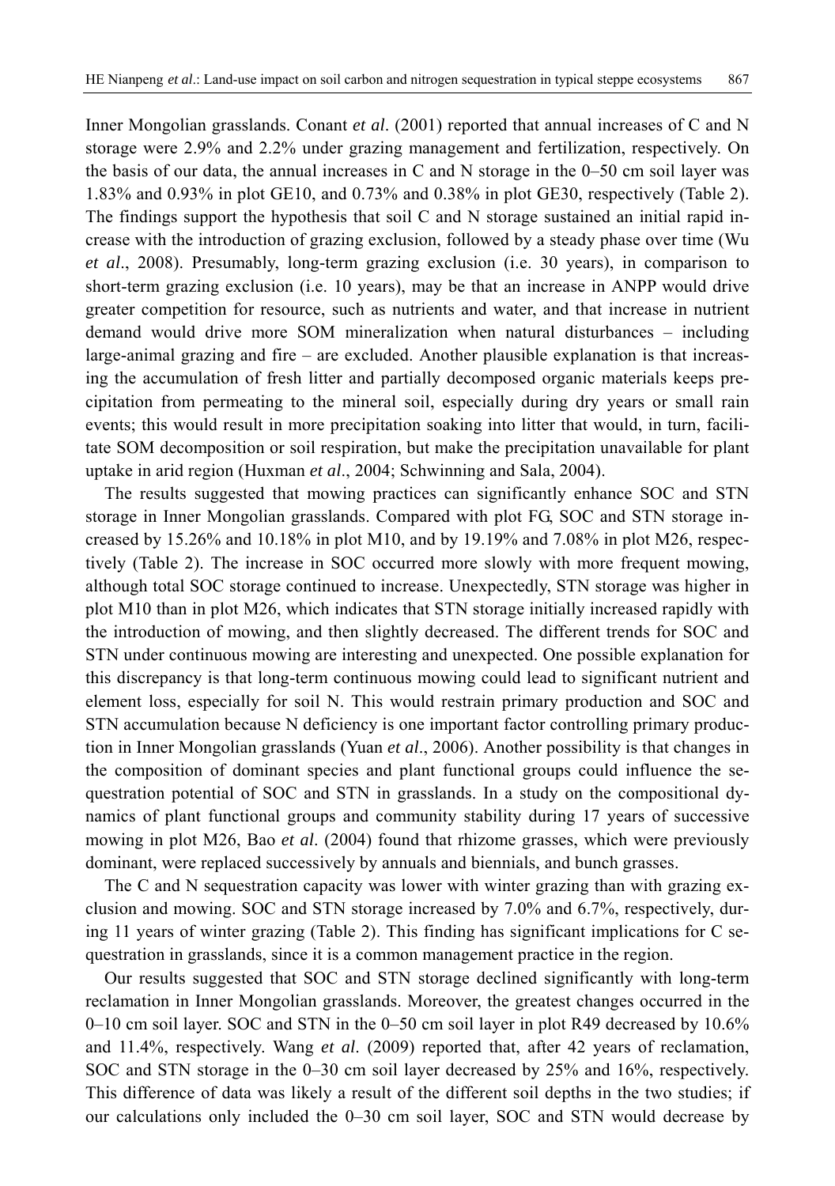Inner Mongolian grasslands. Conant *et al*. (2001) reported that annual increases of C and N storage were 2.9% and 2.2% under grazing management and fertilization, respectively. On the basis of our data, the annual increases in C and N storage in the 0–50 cm soil layer was 1.83% and 0.93% in plot GE10, and 0.73% and 0.38% in plot GE30, respectively (Table 2). The findings support the hypothesis that soil C and N storage sustained an initial rapid increase with the introduction of grazing exclusion, followed by a steady phase over time (Wu *et al*., 2008). Presumably, long-term grazing exclusion (i.e. 30 years), in comparison to short-term grazing exclusion (i.e. 10 years), may be that an increase in ANPP would drive greater competition for resource, such as nutrients and water, and that increase in nutrient demand would drive more SOM mineralization when natural disturbances – including large-animal grazing and fire – are excluded. Another plausible explanation is that increasing the accumulation of fresh litter and partially decomposed organic materials keeps precipitation from permeating to the mineral soil, especially during dry years or small rain events; this would result in more precipitation soaking into litter that would, in turn, facilitate SOM decomposition or soil respiration, but make the precipitation unavailable for plant uptake in arid region (Huxman *et al*., 2004; Schwinning and Sala, 2004).

The results suggested that mowing practices can significantly enhance SOC and STN storage in Inner Mongolian grasslands. Compared with plot FG, SOC and STN storage increased by 15.26% and 10.18% in plot M10, and by 19.19% and 7.08% in plot M26, respectively (Table 2). The increase in SOC occurred more slowly with more frequent mowing, although total SOC storage continued to increase. Unexpectedly, STN storage was higher in plot M10 than in plot M26, which indicates that STN storage initially increased rapidly with the introduction of mowing, and then slightly decreased. The different trends for SOC and STN under continuous mowing are interesting and unexpected. One possible explanation for this discrepancy is that long-term continuous mowing could lead to significant nutrient and element loss, especially for soil N. This would restrain primary production and SOC and STN accumulation because N deficiency is one important factor controlling primary production in Inner Mongolian grasslands (Yuan *et al*., 2006). Another possibility is that changes in the composition of dominant species and plant functional groups could influence the sequestration potential of SOC and STN in grasslands. In a study on the compositional dynamics of plant functional groups and community stability during 17 years of successive mowing in plot M26, Bao *et al*. (2004) found that rhizome grasses, which were previously dominant, were replaced successively by annuals and biennials, and bunch grasses.

The C and N sequestration capacity was lower with winter grazing than with grazing exclusion and mowing. SOC and STN storage increased by 7.0% and 6.7%, respectively, during 11 years of winter grazing (Table 2). This finding has significant implications for C sequestration in grasslands, since it is a common management practice in the region.

Our results suggested that SOC and STN storage declined significantly with long-term reclamation in Inner Mongolian grasslands. Moreover, the greatest changes occurred in the 0–10 cm soil layer. SOC and STN in the 0–50 cm soil layer in plot R49 decreased by 10.6% and 11.4%, respectively. Wang *et al*. (2009) reported that, after 42 years of reclamation, SOC and STN storage in the 0–30 cm soil layer decreased by 25% and 16%, respectively. This difference of data was likely a result of the different soil depths in the two studies; if our calculations only included the 0–30 cm soil layer, SOC and STN would decrease by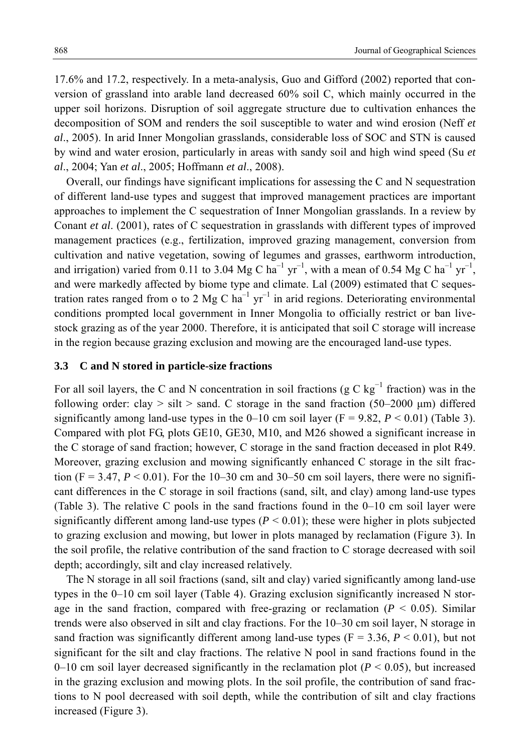17.6% and 17.2, respectively. In a meta-analysis, Guo and Gifford (2002) reported that conversion of grassland into arable land decreased 60% soil C, which mainly occurred in the upper soil horizons. Disruption of soil aggregate structure due to cultivation enhances the decomposition of SOM and renders the soil susceptible to water and wind erosion (Neff *et al*., 2005). In arid Inner Mongolian grasslands, considerable loss of SOC and STN is caused by wind and water erosion, particularly in areas with sandy soil and high wind speed (Su *et al*., 2004; Yan *et al*., 2005; Hoffmann *et al*., 2008).

Overall, our findings have significant implications for assessing the C and N sequestration of different land-use types and suggest that improved management practices are important approaches to implement the C sequestration of Inner Mongolian grasslands. In a review by Conant *et al*. (2001), rates of C sequestration in grasslands with different types of improved management practices (e.g., fertilization, improved grazing management, conversion from cultivation and native vegetation, sowing of legumes and grasses, earthworm introduction, and irrigation) varied from 0.11 to 3.04 Mg C $ha^{-1}$ $yr^{-1}$, with a mean of 0.54 Mg C $ha^{-1}$ $yr^{-1}$, and were markedly affected by biome type and climate. Lal (2009) estimated that C sequestration rates ranged from o to 2 Mg C $ha^{-1}$ $yr^{-1}$ in arid regions. Deteriorating environmental conditions prompted local government in Inner Mongolia to officially restrict or ban livestock grazing as of the year 2000. Therefore, it is anticipated that soil C storage will increase in the region because grazing exclusion and mowing are the encouraged land-use types.

### 3.3 C and N stored in particle-size fractions

For all soil layers, the C and N concentration in soil fractions (g C $kg^{-1}$ fraction) was in the following order: clay > silt > sand. C storage in the sand fraction (50–2000 μm) differed significantly among land-use types in the 0–10 cm soil layer ($F = 9.82$, $P < 0.01$) (Table 3). Compared with plot FG, plots GE10, GE30, M10, and M26 showed a significant increase in the C storage of sand fraction; however, C storage in the sand fraction deceased in plot R49. Moreover, grazing exclusion and mowing significantly enhanced C storage in the silt fraction ($F = 3.47$, $P < 0.01$). For the 10–30 cm and 30–50 cm soil layers, there were no significant differences in the C storage in soil fractions (sand, silt, and clay) among land-use types (Table 3). The relative C pools in the sand fractions found in the 0–10 cm soil layer were significantly different among land-use types ($P < 0.01$); these were higher in plots subjected to grazing exclusion and mowing, but lower in plots managed by reclamation (Figure 3). In the soil profile, the relative contribution of the sand fraction to C storage decreased with soil depth; accordingly, silt and clay increased relatively.

The N storage in all soil fractions (sand, silt and clay) varied significantly among land-use types in the 0–10 cm soil layer (Table 4). Grazing exclusion significantly increased N storage in the sand fraction, compared with free-grazing or reclamation ($P < 0.05$). Similar trends were also observed in silt and clay fractions. For the 10–30 cm soil layer, N storage in sand fraction was significantly different among land-use types ($F = 3.36$, $P < 0.01$), but not significant for the silt and clay fractions. The relative N pool in sand fractions found in the 0–10 cm soil layer decreased significantly in the reclamation plot ($P < 0.05$), but increased in the grazing exclusion and mowing plots. In the soil profile, the contribution of sand fractions to N pool decreased with soil depth, while the contribution of silt and clay fractions increased (Figure 3).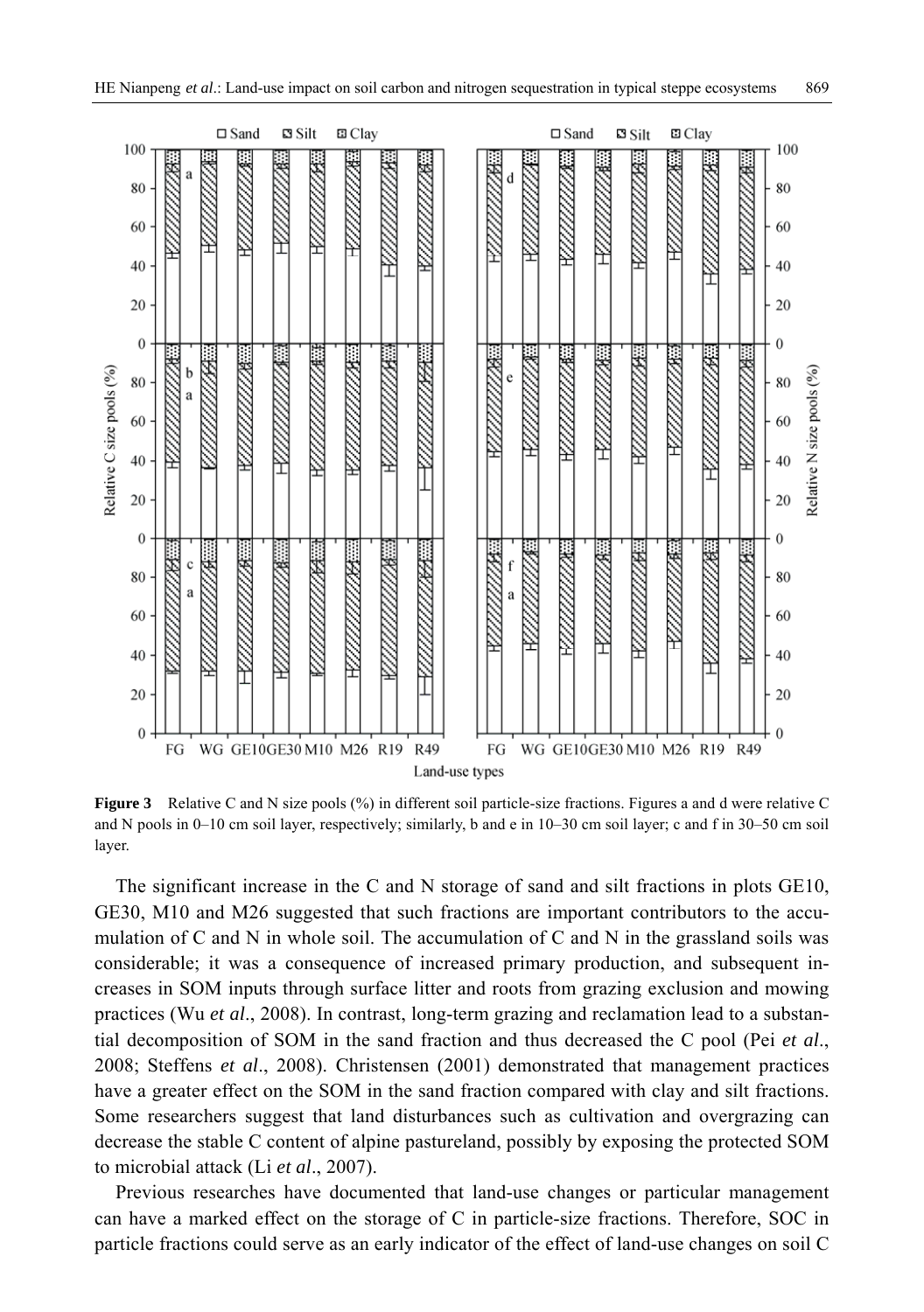**Figure 3** Relative C and N size pools (%) in different soil particle-size fractions. Figures a and d were relative C and N pools in 0–10 cm soil layer, respectively; similarly, b and e in 10–30 cm soil layer; c and f in 30–50 cm soil layer.

The significant increase in the C and N storage of sand and silt fractions in plots GE10, GE30, M10 and M26 suggested that such fractions are important contributors to the accumulation of C and N in whole soil. The accumulation of C and N in the grassland soils was considerable; it was a consequence of increased primary production, and subsequent increases in SOM inputs through surface litter and roots from grazing exclusion and mowing practices (Wu *et al*., 2008). In contrast, long-term grazing and reclamation lead to a substantial decomposition of SOM in the sand fraction and thus decreased the C pool (Pei *et al*., 2008; Steffens *et al*., 2008). Christensen (2001) demonstrated that management practices have a greater effect on the SOM in the sand fraction compared with clay and silt fractions. Some researchers suggest that land disturbances such as cultivation and overgrazing can decrease the stable C content of alpine pastureland, possibly by exposing the protected SOM to microbial attack (Li *et al*., 2007).

Previous researches have documented that land-use changes or particular management can have a marked effect on the storage of C in particle-size fractions. Therefore, SOC in particle fractions could serve as an early indicator of the effect of land-use changes on soil C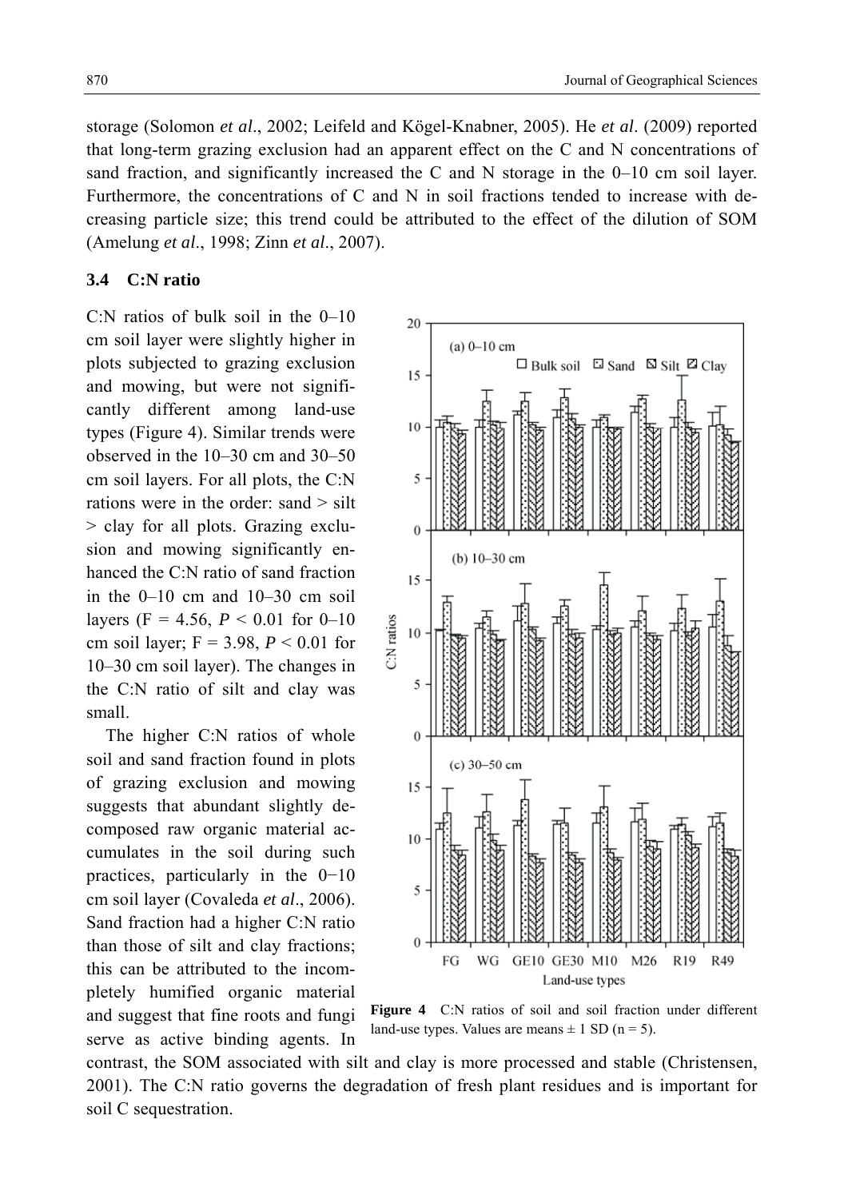storage (Solomon *et al*., 2002; Leifeld and Kögel-Knabner, 2005). He *et al*. (2009) reported that long-term grazing exclusion had an apparent effect on the C and N concentrations of sand fraction, and significantly increased the C and N storage in the 0–10 cm soil layer. Furthermore, the concentrations of C and N in soil fractions tended to increase with decreasing particle size; this trend could be attributed to the effect of the dilution of SOM (Amelung *et al*., 1998; Zinn *et al*., 2007).

### 3.4 C:N ratio

C:N ratios of bulk soil in the 0–10 cm soil layer were slightly higher in plots subjected to grazing exclusion and mowing, but were not significantly different among land-use types (Figure 4). Similar trends were observed in the 10–30 cm and 30–50 cm soil layers. For all plots, the C:N rations were in the order: sand > silt > clay for all plots. Grazing exclusion and mowing significantly enhanced the C:N ratio of sand fraction in the 0–10 cm and 10–30 cm soil layers ($F = 4.56$, $P < 0.01$ for 0–10 cm soil layer; $F = 3.98$, $P < 0.01$ for 10–30 cm soil layer). The changes in the C:N ratio of silt and clay was small.

The higher C:N ratios of whole soil and sand fraction found in plots of grazing exclusion and mowing suggests that abundant slightly decomposed raw organic material accumulates in the soil during such practices, particularly in the 0−10 cm soil layer (Covaleda *et al*., 2006). Sand fraction had a higher C:N ratio than those of silt and clay fractions; this can be attributed to the incompletely humified organic material and suggest that fine roots and fungi serve as active binding agents. In contrast, the SOM associated with silt and clay is more processed and stable (Christensen, 2001). The C:N ratio governs the degradation of fresh plant residues and is important for soil C sequestration.

**Figure 4** C:N ratios of soil and soil fraction under different land-use types. Values are means ± 1 SD (n = 5).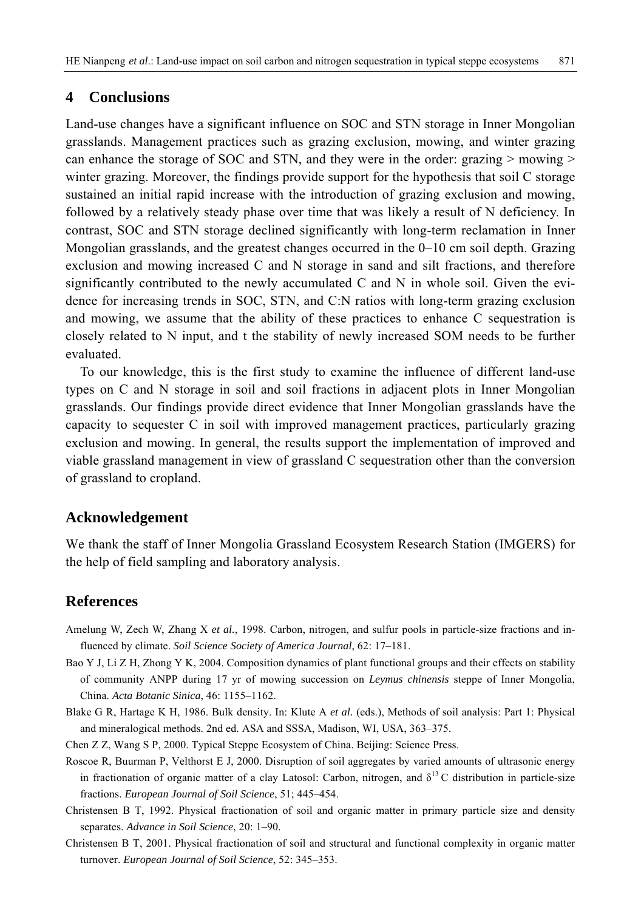## 4 Conclusions

Land-use changes have a significant influence on SOC and STN storage in Inner Mongolian grasslands. Management practices such as grazing exclusion, mowing, and winter grazing can enhance the storage of SOC and STN, and they were in the order: grazing > mowing > winter grazing. Moreover, the findings provide support for the hypothesis that soil C storage sustained an initial rapid increase with the introduction of grazing exclusion and mowing, followed by a relatively steady phase over time that was likely a result of N deficiency. In contrast, SOC and STN storage declined significantly with long-term reclamation in Inner Mongolian grasslands, and the greatest changes occurred in the 0–10 cm soil depth. Grazing exclusion and mowing increased C and N storage in sand and silt fractions, and therefore significantly contributed to the newly accumulated C and N in whole soil. Given the evidence for increasing trends in SOC, STN, and C:N ratios with long-term grazing exclusion and mowing, we assume that the ability of these practices to enhance C sequestration is closely related to N input, and t the stability of newly increased SOM needs to be further evaluated.

To our knowledge, this is the first study to examine the influence of different land-use types on C and N storage in soil and soil fractions in adjacent plots in Inner Mongolian grasslands. Our findings provide direct evidence that Inner Mongolian grasslands have the capacity to sequester C in soil with improved management practices, particularly grazing exclusion and mowing. In general, the results support the implementation of improved and viable grassland management in view of grassland C sequestration other than the conversion of grassland to cropland.

## Acknowledgement

We thank the staff of Inner Mongolia Grassland Ecosystem Research Station (IMGERS) for the help of field sampling and laboratory analysis.

## References

Amelung W, Zech W, Zhang X *et al.*, 1998. Carbon, nitrogen, and sulfur pools in particle-size fractions and influenced by climate. *Soil Science Society of America Journal*, 62: 17–181.

Bao Y J, Li Z H, Zhong Y K, 2004. Composition dynamics of plant functional groups and their effects on stability of community ANPP during 17 yr of mowing succession on *Leymus chinensis* steppe of Inner Mongolia, China. *Acta Botanic Sinica*, 46: 1155–1162.

Blake G R, Hartage K H, 1986. Bulk density. In: Klute A *et al.* (eds.), Methods of soil analysis: Part 1: Physical and mineralogical methods. 2nd ed. ASA and SSSA, Madison, WI, USA, 363–375.

Chen Z Z, Wang S P, 2000. Typical Steppe Ecosystem of China. Beijing: Science Press.

Roscoe R, Buurman P, Velthorst E J, 2000. Disruption of soil aggregates by varied amounts of ultrasonic energy in fractionation of organic matter of a clay Latosol: Carbon, nitrogen, and $\delta^{13}$C distribution in particle-size fractions. *European Journal of Soil Science*, 51; 445–454.

Christensen B T, 1992. Physical fractionation of soil and organic matter in primary particle size and density separates. *Advance in Soil Science*, 20: 1–90.

Christensen B T, 2001. Physical fractionation of soil and structural and functional complexity in organic matter turnover. *European Journal of Soil Science*, 52: 345–353.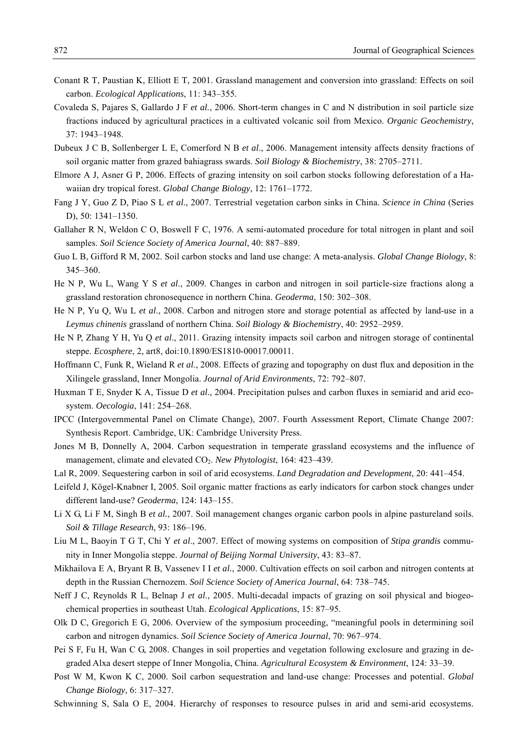Conant R T, Paustian K, Elliott E T, 2001. Grassland management and conversion into grassland: Effects on soil carbon. *Ecological Applications*, 11: 343–355.

Covaleda S, Pajares S, Gallardo J F *et al.*, 2006. Short-term changes in C and N distribution in soil particle size fractions induced by agricultural practices in a cultivated volcanic soil from Mexico. *Organic Geochemistry*, 37: 1943–1948.

Dubeux J C B, Sollenberger L E, Comerford N B *et al*., 2006. Management intensity affects density fractions of soil organic matter from grazed bahiagrass swards. *Soil Biology & Biochemistry*, 38: 2705–2711.

Elmore A J, Asner G P, 2006. Effects of grazing intensity on soil carbon stocks following deforestation of a Hawaiian dry tropical forest. *Global Change Biology*, 12: 1761–1772.

Fang J Y, Guo Z D, Piao S L *et al*., 2007. Terrestrial vegetation carbon sinks in China. *Science in China* (Series D), 50: 1341–1350.

Gallaher R N, Weldon C O, Boswell F C, 1976. A semi-automated procedure for total nitrogen in plant and soil samples. *Soil Science Society of America Journal*, 40: 887–889.

Guo L B, Gifford R M, 2002. Soil carbon stocks and land use change: A meta-analysis. *Global Change Biology*, 8: 345–360.

He N P, Wu L, Wang Y S *et al*., 2009. Changes in carbon and nitrogen in soil particle-size fractions along a grassland restoration chronosequence in northern China. *Geoderma*, 150: 302–308.

He N P, Yu Q, Wu L *et al*., 2008. Carbon and nitrogen store and storage potential as affected by land-use in a *Leymus chinenis* grassland of northern China. *Soil Biology & Biochemistry*, 40: 2952–2959.

He N P, Zhang Y H, Yu Q *et al*., 2011. Grazing intensity impacts soil carbon and nitrogen storage of continental steppe. *Ecosphere*, 2, art8, doi:10.1890/ES1810-00017.00011.

Hoffmann C, Funk R, Wieland R *et al*., 2008. Effects of grazing and topography on dust flux and deposition in the Xilingele grassland, Inner Mongolia. *Journal of Arid Environments*, 72: 792–807.

Huxman T E, Snyder K A, Tissue D *et al*., 2004. Precipitation pulses and carbon fluxes in semiarid and arid ecosystem. *Oecologia*, 141: 254–268.

IPCC (Intergovernmental Panel on Climate Change), 2007. Fourth Assessment Report, Climate Change 2007: Synthesis Report. Cambridge, UK: Cambridge University Press.

Jones M B, Donnelly A, 2004. Carbon sequestration in temperate grassland ecosystems and the influence of management, climate and elevated $CO_2$. *New Phytologist*, 164: 423–439.

Lal R, 2009. Sequestering carbon in soil of arid ecosystems. *Land Degradation and Development*, 20: 441–454.

Leifeld J, Kögel-Knabner I, 2005. Soil organic matter fractions as early indicators for carbon stock changes under different land-use? *Geoderma*, 124: 143–155.

Li X G, Li F M, Singh B *et al.*, 2007. Soil management changes organic carbon pools in alpine pastureland soils. *Soil & Tillage Research*, 93: 186–196.

Liu M L, Baoyin T G T, Chi Y *et al*., 2007. Effect of mowing systems on composition of *Stipa grandis* community in Inner Mongolia steppe. *Journal of Beijing Normal University*, 43: 83–87.

Mikhailova E A, Bryant R B, Vassenev I I *et al.*, 2000. Cultivation effects on soil carbon and nitrogen contents at depth in the Russian Chernozem. *Soil Science Society of America Journal*, 64: 738–745.

Neff J C, Reynolds R L, Belnap J *et al*., 2005. Multi-decadal impacts of grazing on soil physical and biogeochemical properties in southeast Utah. *Ecological Applications*, 15: 87–95.

Olk D C, Gregorich E G, 2006. Overview of the symposium proceeding, "meaningful pools in determining soil carbon and nitrogen dynamics. *Soil Science Society of America Journal*, 70: 967–974.

Pei S F, Fu H, Wan C G, 2008. Changes in soil properties and vegetation following exclosure and grazing in degraded Alxa desert steppe of Inner Mongolia, China. *Agricultural Ecosystem & Environment*, 124: 33–39.

Post W M, Kwon K C, 2000. Soil carbon sequestration and land-use change: Processes and potential. *Global Change Biology*, 6: 317–327.

Schwinning S, Sala O E, 2004. Hierarchy of responses to resource pulses in arid and semi-arid ecosystems.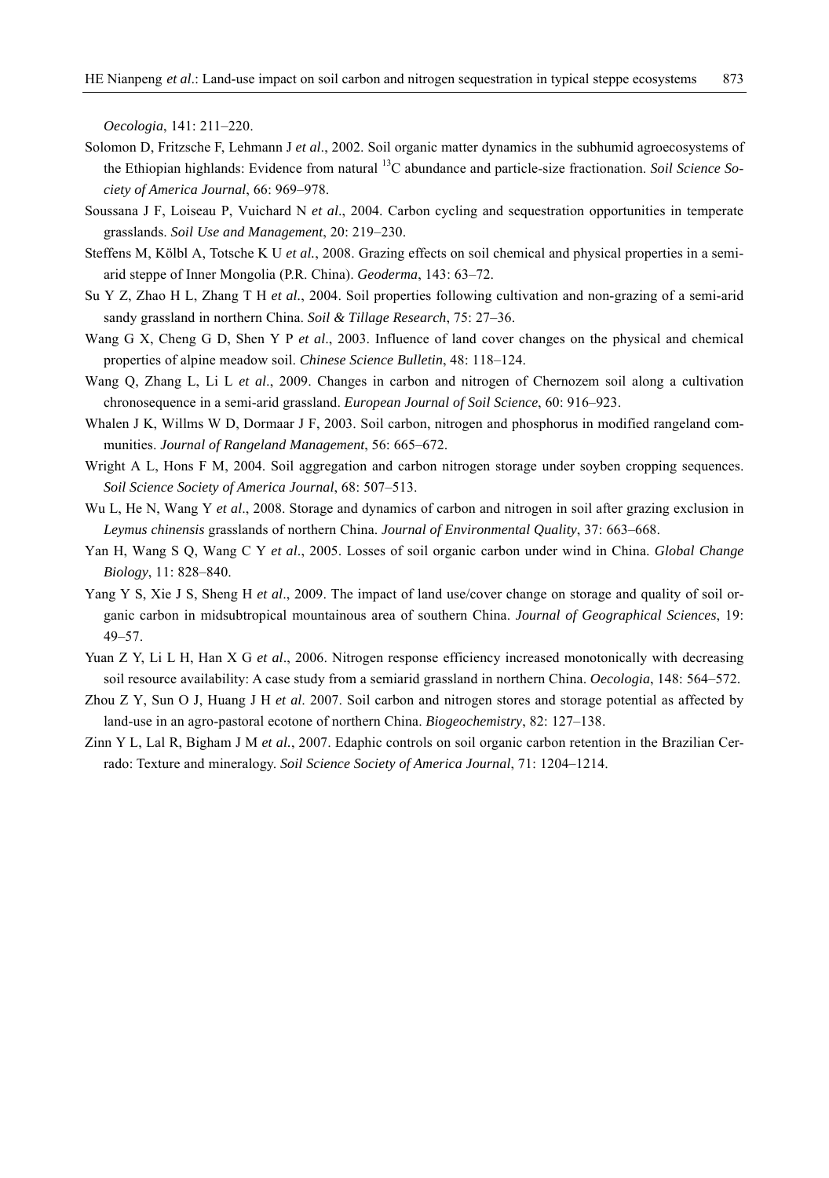*Oecologia*, 141: 211–220.

Solomon D, Fritzsche F, Lehmann J *et al*., 2002. Soil organic matter dynamics in the subhumid agroecosystems of the Ethiopian highlands: Evidence from natural $^{13}C$ abundance and particle-size fractionation. *Soil Science Society of America Journal*, 66: 969–978.

Soussana J F, Loiseau P, Vuichard N *et al*., 2004. Carbon cycling and sequestration opportunities in temperate grasslands. *Soil Use and Management*, 20: 219–230.

Steffens M, Kölbl A, Totsche K U *et al.*, 2008. Grazing effects on soil chemical and physical properties in a semi-arid steppe of Inner Mongolia (P.R. China). *Geoderma*, 143: 63–72.

Su Y Z, Zhao H L, Zhang T H *et al.*, 2004. Soil properties following cultivation and non-grazing of a semi-arid sandy grassland in northern China. *Soil & Tillage Research*, 75: 27–36.

Wang G X, Cheng G D, Shen Y P *et al*., 2003. Influence of land cover changes on the physical and chemical properties of alpine meadow soil. *Chinese Science Bulletin*, 48: 118–124.

Wang Q, Zhang L, Li L *et al*., 2009. Changes in carbon and nitrogen of Chernozem soil along a cultivation chronosequence in a semi-arid grassland. *European Journal of Soil Science*, 60: 916–923.

Whalen J K, Willms W D, Dormaar J F, 2003. Soil carbon, nitrogen and phosphorus in modified rangeland communities. *Journal of Rangeland Management*, 56: 665–672.

Wright A L, Hons F M, 2004. Soil aggregation and carbon nitrogen storage under soyben cropping sequences. *Soil Science Society of America Journal*, 68: 507–513.

Wu L, He N, Wang Y *et al*., 2008. Storage and dynamics of carbon and nitrogen in soil after grazing exclusion in *Leymus chinensis* grasslands of northern China. *Journal of Environmental Quality*, 37: 663–668.

Yan H, Wang S Q, Wang C Y *et al*., 2005. Losses of soil organic carbon under wind in China. *Global Change Biology*, 11: 828–840.

Yang Y S, Xie J S, Sheng H *et al*., 2009. The impact of land use/cover change on storage and quality of soil organic carbon in midsubtropical mountainous area of southern China. *Journal of Geographical Sciences*, 19: 49–57.

Yuan Z Y, Li L H, Han X G *et al*., 2006. Nitrogen response efficiency increased monotonically with decreasing soil resource availability: A case study from a semiarid grassland in northern China. *Oecologia*, 148: 564–572.

Zhou Z Y, Sun O J, Huang J H *et al*. 2007. Soil carbon and nitrogen stores and storage potential as affected by land-use in an agro-pastoral ecotone of northern China. *Biogeochemistry*, 82: 127–138.

Zinn Y L, Lal R, Bigham J M *et al.*, 2007. Edaphic controls on soil organic carbon retention in the Brazilian Cerrado: Texture and mineralogy. *Soil Science Society of America Journal*, 71: 1204–1214.